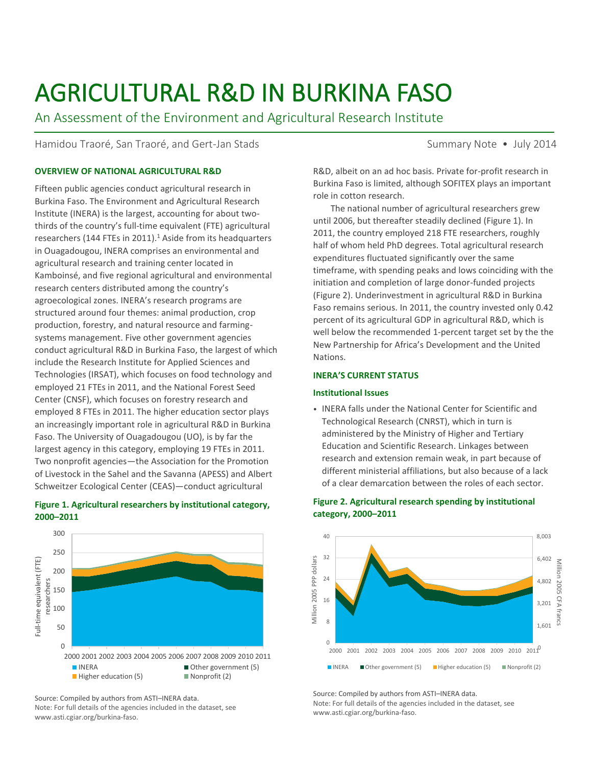# AGRICULTURAL R&D IN BURKINA FASO

## An Assessment of the Environment and Agricultural Research Institute

Hamidou Traoré, San Traoré, and Gert-Jan Stads

Summary Note • July 2014

### OVERVIEW OF NATIONAL AGRICULTURAL R&D

Fifteen public agencies conduct agricultural research in Burkina Faso. The Environment and Agricultural Research Institute (INERA) is the largest, accounting for about two-thirds of the country's full-time equivalent (FTE) agricultural researchers (144 FTEs in 2011).[1] Aside from its headquarters in Ouagadougou, INERA comprises an environmental and agricultural research and training center located in Kamboinsé, and five regional agricultural and environmental research centers distributed among the country's agroecological zones. INERA's research programs are structured around four themes: animal production, crop production, forestry, and natural resource and farming-systems management. Five other government agencies conduct agricultural R&D in Burkina Faso, the largest of which include the Research Institute for Applied Sciences and Technologies (IRSAT), which focuses on food technology and employed 21 FTEs in 2011, and the National Forest Seed Center (CNSF), which focuses on forestry research and employed 8 FTEs in 2011. The higher education sector plays an increasingly important role in agricultural R&D in Burkina Faso. The University of Ouagadougou (UO), is by far the largest agency in this category, employing 19 FTEs in 2011. Two nonprofit agencies—the Association for the Promotion of Livestock in the Sahel and the Savanna (APESS) and Albert Schweitzer Ecological Center (CEAS)—conduct agricultural R&D, albeit on an ad hoc basis. Private for-profit research in Burkina Faso is limited, although SOFITEX plays an important role in cotton research.

The national number of agricultural researchers grew until 2006, but thereafter steadily declined (Figure 1). In 2011, the country employed 218 FTE researchers, roughly half of whom held PhD degrees. Total agricultural research expenditures fluctuated significantly over the same timeframe, with spending peaks and lows coinciding with the initiation and completion of large donor-funded projects (Figure 2). Underinvestment in agricultural R&D in Burkina Faso remains serious. In 2011, the country invested only 0.42 percent of its agricultural GDP in agricultural R&D, which is well below the recommended 1-percent target set by the the New Partnership for Africa's Development and the United Nations.

**Figure 1. Agricultural researchers by institutional category, 2000–2011**

Source: Compiled by authors from ASTI–INERA data.
Note: For full details of the agencies included in the dataset, see www.asti.cgiar.org/burkina-faso.

### INERA'S CURRENT STATUS

#### Institutional Issues

- INERA falls under the National Center for Scientific and Technological Research (CNRST), which in turn is administered by the Ministry of Higher and Tertiary Education and Scientific Research. Linkages between research and extension remain weak, in part because of different ministerial affiliations, but also because of a lack of a clear demarcation between the roles of each sector.

**Figure 2. Agricultural research spending by institutional category, 2000–2011**

Source: Compiled by authors from ASTI–INERA data.
Note: For full details of the agencies included in the dataset, see www.asti.cgiar.org/burkina-faso.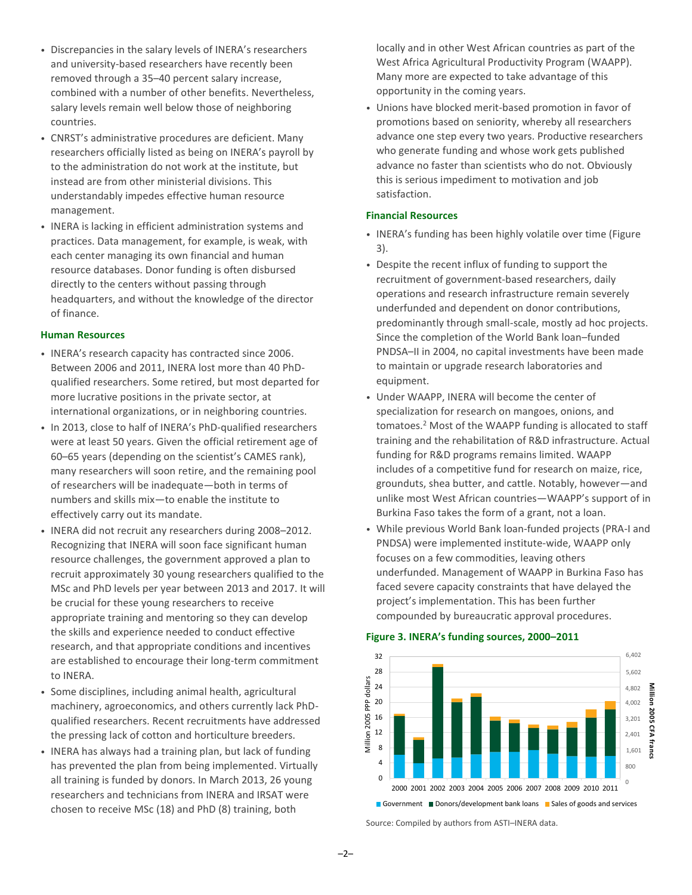- Discrepancies in the salary levels of INERA's researchers and university-based researchers have recently been removed through a 35–40 percent salary increase, combined with a number of other benefits. Nevertheless, salary levels remain well below those of neighboring countries.
- CNRST's administrative procedures are deficient. Many researchers officially listed as being on INERA's payroll by to the administration do not work at the institute, but instead are from other ministerial divisions. This understandably impedes effective human resource management.
- INERA is lacking in efficient administration systems and practices. Data management, for example, is weak, with each center managing its own financial and human resource databases. Donor funding is often disbursed directly to the centers without passing through headquarters, and without the knowledge of the director of finance.

### Human Resources

- INERA's research capacity has contracted since 2006. Between 2006 and 2011, INERA lost more than 40 PhD-qualified researchers. Some retired, but most departed for more lucrative positions in the private sector, at international organizations, or in neighboring countries.
- In 2013, close to half of INERA's PhD-qualified researchers were at least 50 years. Given the official retirement age of 60–65 years (depending on the scientist's CAMES rank), many researchers will soon retire, and the remaining pool of researchers will be inadequate—both in terms of numbers and skills mix—to enable the institute to effectively carry out its mandate.
- INERA did not recruit any researchers during 2008–2012. Recognizing that INERA will soon face significant human resource challenges, the government approved a plan to recruit approximately 30 young researchers qualified to the MSc and PhD levels per year between 2013 and 2017. It will be crucial for these young researchers to receive appropriate training and mentoring so they can develop the skills and experience needed to conduct effective research, and that appropriate conditions and incentives are established to encourage their long-term commitment to INERA.
- Some disciplines, including animal health, agricultural machinery, agroeconomics, and others currently lack PhD-qualified researchers. Recent recruitments have addressed the pressing lack of cotton and horticulture breeders.
- INERA has always had a training plan, but lack of funding has prevented the plan from being implemented. Virtually all training is funded by donors. In March 2013, 26 young researchers and technicians from INERA and IRSAT were chosen to receive MSc (18) and PhD (8) training, both locally and in other West African countries as part of the West Africa Agricultural Productivity Program (WAAPP). Many more are expected to take advantage of this opportunity in the coming years.
- Unions have blocked merit-based promotion in favor of promotions based on seniority, whereby all researchers advance one step every two years. Productive researchers who generate funding and whose work gets published advance no faster than scientists who do not. Obviously this is serious impediment to motivation and job satisfaction.

### Financial Resources

- INERA's funding has been highly volatile over time (Figure 3).
- Despite the recent influx of funding to support the recruitment of government-based researchers, daily operations and research infrastructure remain severely underfunded and dependent on donor contributions, predominantly through small-scale, mostly ad hoc projects. Since the completion of the World Bank loan–funded PNDSA–II in 2004, no capital investments have been made to maintain or upgrade research laboratories and equipment.
- Under WAAPP, INERA will become the center of specialization for research on mangoes, onions, and tomatoes.[2] Most of the WAAPP funding is allocated to staff training and the rehabilitation of R&D infrastructure. Actual funding for R&D programs remains limited. WAAPP includes of a competitive fund for research on maize, rice, grounduts, shea butter, and cattle. Notably, however—and unlike most West African countries—WAAPP's support of in Burkina Faso takes the form of a grant, not a loan.
- While previous World Bank loan-funded projects (PRA-I and PNDSA) were implemented institute-wide, WAAPP only focuses on a few commodities, leaving others underfunded. Management of WAAPP in Burkina Faso has faced severe capacity constraints that have delayed the project's implementation. This has been further compounded by bureaucratic approval procedures.

**Figure 3. INERA's funding sources, 2000–2011**

Source: Compiled by authors from ASTI–INERA data.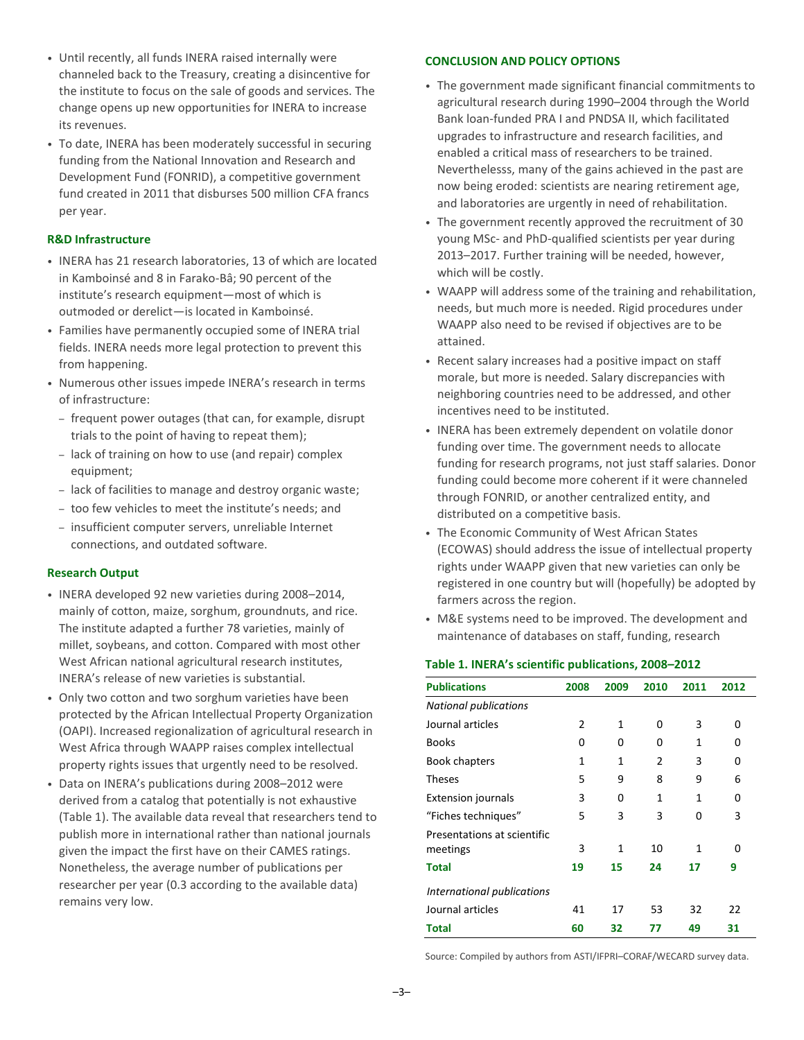- Until recently, all funds INERA raised internally were channeled back to the Treasury, creating a disincentive for the institute to focus on the sale of goods and services. The change opens up new opportunities for INERA to increase its revenues.
- To date, INERA has been moderately successful in securing funding from the National Innovation and Research and Development Fund (FONRID), a competitive government fund created in 2011 that disburses 500 million CFA francs per year.

### R&D Infrastructure

- INERA has 21 research laboratories, 13 of which are located in Kamboinsé and 8 in Farako-Bâ; 90 percent of the institute's research equipment—most of which is outmoded or derelict—is located in Kamboinsé.
- Families have permanently occupied some of INERA trial fields. INERA needs more legal protection to prevent this from happening.
- Numerous other issues impede INERA's research in terms of infrastructure:
  - frequent power outages (that can, for example, disrupt trials to the point of having to repeat them);
  - lack of training on how to use (and repair) complex equipment;
  - lack of facilities to manage and destroy organic waste;
  - too few vehicles to meet the institute's needs; and
  - insufficient computer servers, unreliable Internet connections, and outdated software.

### Research Output

- INERA developed 92 new varieties during 2008–2014, mainly of cotton, maize, sorghum, groundnuts, and rice. The institute adapted a further 78 varieties, mainly of millet, soybeans, and cotton. Compared with most other West African national agricultural research institutes, INERA's release of new varieties is substantial.
- Only two cotton and two sorghum varieties have been protected by the African Intellectual Property Organization (OAPI). Increased regionalization of agricultural research in West Africa through WAAPP raises complex intellectual property rights issues that urgently need to be resolved.
- Data on INERA's publications during 2008–2012 were derived from a catalog that potentially is not exhaustive (Table 1). The available data reveal that researchers tend to publish more in international rather than national journals given the impact the first have on their CAMES ratings. Nonetheless, the average number of publications per researcher per year (0.3 according to the available data) remains very low.

### CONCLUSION AND POLICY OPTIONS

- The government made significant financial commitments to agricultural research during 1990–2004 through the World Bank loan-funded PRA I and PNDSA II, which facilitated upgrades to infrastructure and research facilities, and enabled a critical mass of researchers to be trained. Neverthelesss, many of the gains achieved in the past are now being eroded: scientists are nearing retirement age, and laboratories are urgently in need of rehabilitation.
- The government recently approved the recruitment of 30 young MSc- and PhD-qualified scientists per year during 2013–2017. Further training will be needed, however, which will be costly.
- WAAPP will address some of the training and rehabilitation, needs, but much more is needed. Rigid procedures under WAAPP also need to be revised if objectives are to be attained.
- Recent salary increases had a positive impact on staff morale, but more is needed. Salary discrepancies with neighboring countries need to be addressed, and other incentives need to be instituted.
- INERA has been extremely dependent on volatile donor funding over time. The government needs to allocate funding for research programs, not just staff salaries. Donor funding could become more coherent if it were channeled through FONRID, or another centralized entity, and distributed on a competitive basis.
- The Economic Community of West African States (ECOWAS) should address the issue of intellectual property rights under WAAPP given that new varieties can only be registered in one country but will (hopefully) be adopted by farmers across the region.
- M&E systems need to be improved. The development and maintenance of databases on staff, funding, research

**Table 1. INERA's scientific publications, 2008–2012**

| Publications | 2008 | 2009 | 2010 | 2011 | 2012 |
|---|---|---|---|---|---|
| *National publications* | | | | | |
| Journal articles | 2 | 1 | 0 | 3 | 0 |
| Books | 0 | 0 | 0 | 1 | 0 |
| Book chapters | 1 | 1 | 2 | 3 | 0 |
| Theses | 5 | 9 | 8 | 9 | 6 |
| Extension journals | 3 | 0 | 1 | 1 | 0 |
| "Fiches techniques" | 5 | 3 | 3 | 0 | 3 |
| Presentations at scientific meetings | 3 | 1 | 10 | 1 | 0 |
| **Total** | **19** | **15** | **24** | **17** | **9** |
| *International publications* | | | | | |
| Journal articles | 41 | 17 | 53 | 32 | 22 |
| **Total** | **60** | **32** | **77** | **49** | **31** |

Source: Compiled by authors from ASTI/IFPRI–CORAF/WECARD survey data.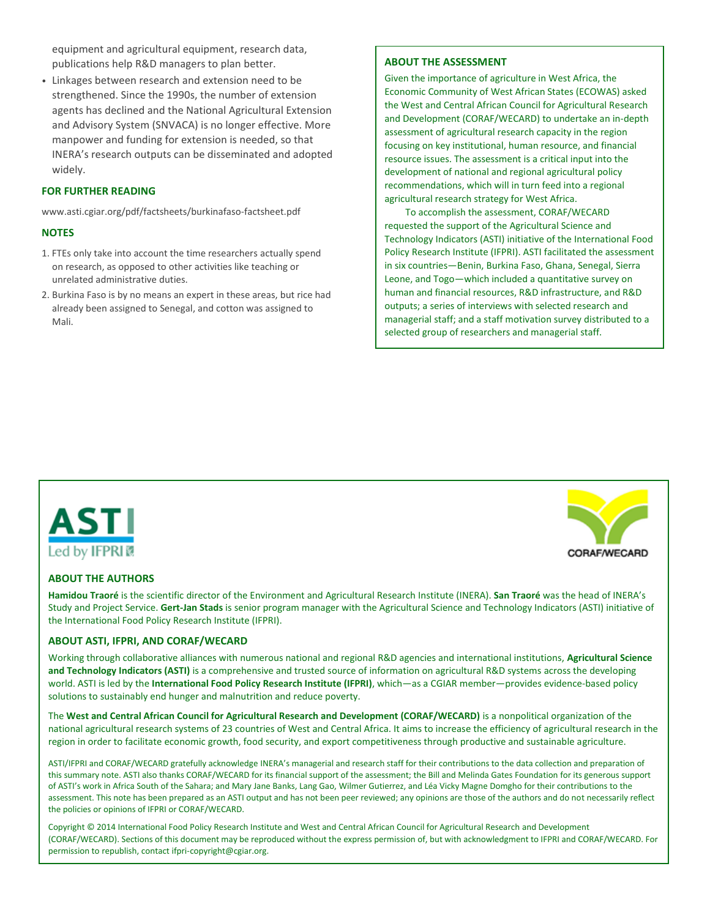equipment and agricultural equipment, research data, publications help R&D managers to plan better.

- Linkages between research and extension need to be strengthened. Since the 1990s, the number of extension agents has declined and the National Agricultural Extension and Advisory System (SNVACA) is no longer effective. More manpower and funding for extension is needed, so that INERA's research outputs can be disseminated and adopted widely.

## FOR FURTHER READING

www.asti.cgiar.org/pdf/factsheets/burkinafaso-factsheet.pdf

## NOTES

1. FTEs only take into account the time researchers actually spend on research, as opposed to other activities like teaching or unrelated administrative duties.
2. Burkina Faso is by no means an expert in these areas, but rice had already been assigned to Senegal, and cotton was assigned to Mali.

## ABOUT THE ASSESSMENT

Given the importance of agriculture in West Africa, the Economic Community of West African States (ECOWAS) asked the West and Central African Council for Agricultural Research and Development (CORAF/WECARD) to undertake an in-depth assessment of agricultural research capacity in the region focusing on key institutional, human resource, and financial resource issues. The assessment is a critical input into the development of national and regional agricultural policy recommendations, which will in turn feed into a regional agricultural research strategy for West Africa.

To accomplish the assessment, CORAF/WECARD requested the support of the Agricultural Science and Technology Indicators (ASTI) initiative of the International Food Policy Research Institute (IFPRI). ASTI facilitated the assessment in six countries—Benin, Burkina Faso, Ghana, Senegal, Sierra Leone, and Togo—which included a quantitative survey on human and financial resources, R&D infrastructure, and R&D outputs; a series of interviews with selected research and managerial staff; and a staff motivation survey distributed to a selected group of researchers and managerial staff.

ASTI Led by IFPRI

CORAF/WECARD

## ABOUT THE AUTHORS

**Hamidou Traoré** is the scientific director of the Environment and Agricultural Research Institute (INERA). **San Traoré** was the head of INERA's Study and Project Service. **Gert-Jan Stads** is senior program manager with the Agricultural Science and Technology Indicators (ASTI) initiative of the International Food Policy Research Institute (IFPRI).

## ABOUT ASTI, IFPRI, AND CORAF/WECARD

Working through collaborative alliances with numerous national and regional R&D agencies and international institutions, **Agricultural Science and Technology Indicators (ASTI)** is a comprehensive and trusted source of information on agricultural R&D systems across the developing world. ASTI is led by the **International Food Policy Research Institute (IFPRI)**, which—as a CGIAR member—provides evidence-based policy solutions to sustainably end hunger and malnutrition and reduce poverty.

The **West and Central African Council for Agricultural Research and Development (CORAF/WECARD)** is a nonpolitical organization of the national agricultural research systems of 23 countries of West and Central Africa. It aims to increase the efficiency of agricultural research in the region in order to facilitate economic growth, food security, and export competitiveness through productive and sustainable agriculture.

ASTI/IFPRI and CORAF/WECARD gratefully acknowledge INERA's managerial and research staff for their contributions to the data collection and preparation of this summary note. ASTI also thanks CORAF/WECARD for its financial support of the assessment; the Bill and Melinda Gates Foundation for its generous support of ASTI's work in Africa South of the Sahara; and Mary Jane Banks, Lang Gao, Wilmer Gutierrez, and Léa Vicky Magne Domgho for their contributions to the assessment. This note has been prepared as an ASTI output and has not been peer reviewed; any opinions are those of the authors and do not necessarily reflect the policies or opinions of IFPRI or CORAF/WECARD.

Copyright © 2014 International Food Policy Research Institute and West and Central African Council for Agricultural Research and Development (CORAF/WECARD). Sections of this document may be reproduced without the express permission of, but with acknowledgment to IFPRI and CORAF/WECARD. For permission to republish, contact ifpri-copyright@cgiar.org.